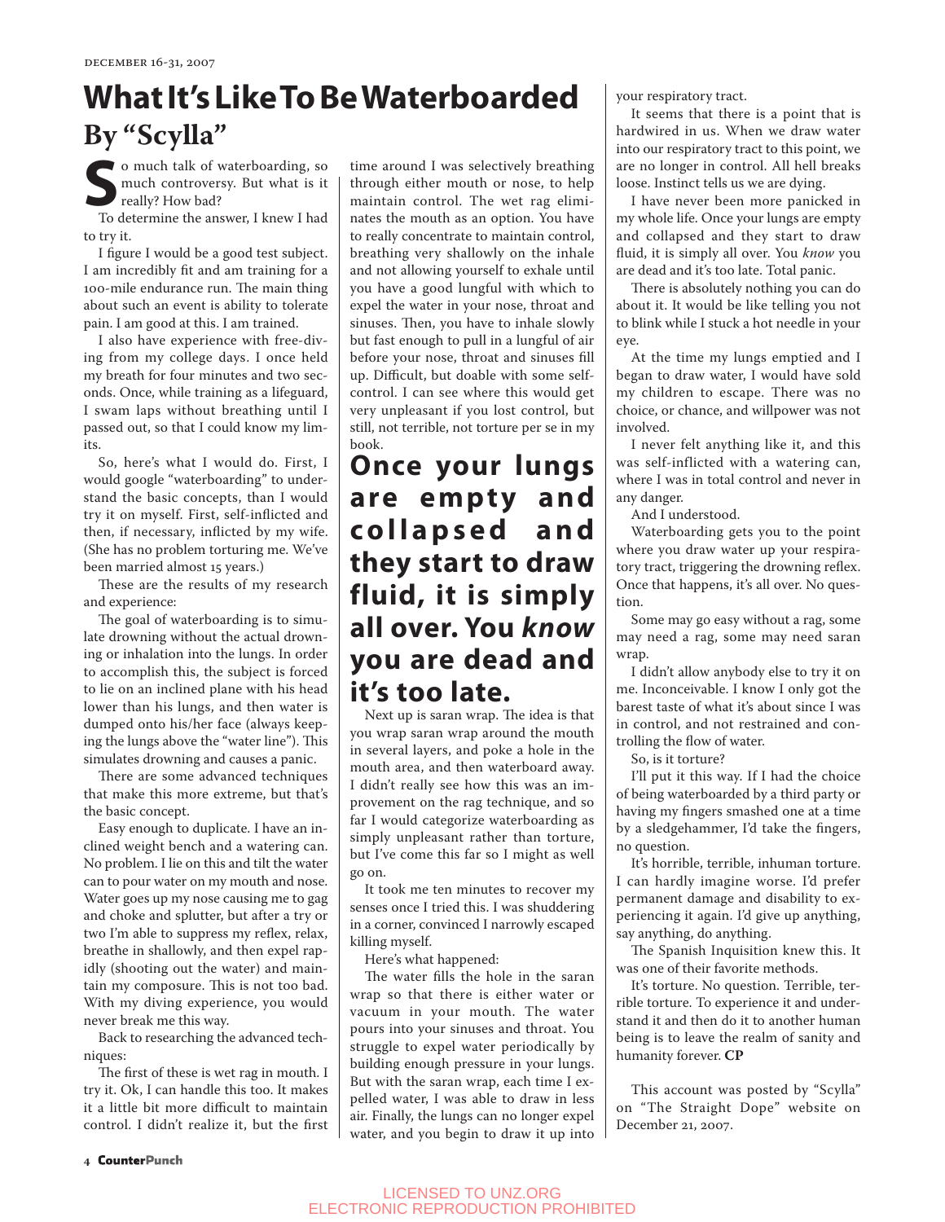# What It's Like To Be Waterboarded

## By "Scylla"

So much talk of waterboarding, so much controversy. But what is it really? How bad?

To determine the answer, I knew I had to try it.

I figure I would be a good test subject. I am incredibly fit and am training for a 100-mile endurance run. The main thing about such an event is ability to tolerate pain. I am good at this. I am trained.

I also have experience with free-diving from my college days. I once held my breath for four minutes and two seconds. Once, while training as a lifeguard, I swam laps without breathing until I passed out, so that I could know my limits.

So, here's what I would do. First, I would google "waterboarding" to understand the basic concepts, than I would try it on myself. First, self-inflicted and then, if necessary, inflicted by my wife. (She has no problem torturing me. We've been married almost 15 years.)

These are the results of my research and experience:

The goal of waterboarding is to simulate drowning without the actual drowning or inhalation into the lungs. In order to accomplish this, the subject is forced to lie on an inclined plane with his head lower than his lungs, and then water is dumped onto his/her face (always keeping the lungs above the "water line"). This simulates drowning and causes a panic.

There are some advanced techniques that make this more extreme, but that's the basic concept.

Easy enough to duplicate. I have an inclined weight bench and a watering can. No problem. I lie on this and tilt the water can to pour water on my mouth and nose. Water goes up my nose causing me to gag and choke and splutter, but after a try or two I'm able to suppress my reflex, relax, breathe in shallowly, and then expel rapidly (shooting out the water) and maintain my composure. This is not too bad. With my diving experience, you would never break me this way.

Back to researching the advanced techniques:

The first of these is wet rag in mouth. I try it. Ok, I can handle this too. It makes it a little bit more difficult to maintain control. I didn't realize it, but the first time around I was selectively breathing through either mouth or nose, to help maintain control. The wet rag eliminates the mouth as an option. You have to really concentrate to maintain control, breathing very shallowly on the inhale and not allowing yourself to exhale until you have a good lungful with which to expel the water in your nose, throat and sinuses. Then, you have to inhale slowly but fast enough to pull in a lungful of air before your nose, throat and sinuses fill up. Difficult, but doable with some self-control. I can see where this would get very unpleasant if you lost control, but still, not terrible, not torture per se in my book.

**Once your lungs are empty and collapsed and they start to draw fluid, it is simply all over. You *know* you are dead and it's too late.**

Next up is saran wrap. The idea is that you wrap saran wrap around the mouth in several layers, and poke a hole in the mouth area, and then waterboard away. I didn't really see how this was an improvement on the rag technique, and so far I would categorize waterboarding as simply unpleasant rather than torture, but I've come this far so I might as well go on.

It took me ten minutes to recover my senses once I tried this. I was shuddering in a corner, convinced I narrowly escaped killing myself.

Here's what happened:

The water fills the hole in the saran wrap so that there is either water or vacuum in your mouth. The water pours into your sinuses and throat. You struggle to expel water periodically by building enough pressure in your lungs. But with the saran wrap, each time I expelled water, I was able to draw in less air. Finally, the lungs can no longer expel water, and you begin to draw it up into your respiratory tract.

It seems that there is a point that is hardwired in us. When we draw water into our respiratory tract to this point, we are no longer in control. All hell breaks loose. Instinct tells us we are dying.

I have never been more panicked in my whole life. Once your lungs are empty and collapsed and they start to draw fluid, it is simply all over. You *know* you are dead and it's too late. Total panic.

There is absolutely nothing you can do about it. It would be like telling you not to blink while I stuck a hot needle in your eye.

At the time my lungs emptied and I began to draw water, I would have sold my children to escape. There was no choice, or chance, and willpower was not involved.

I never felt anything like it, and this was self-inflicted with a watering can, where I was in total control and never in any danger.

And I understood.

Waterboarding gets you to the point where you draw water up your respiratory tract, triggering the drowning reflex. Once that happens, it's all over. No question.

Some may go easy without a rag, some may need a rag, some may need saran wrap.

I didn't allow anybody else to try it on me. Inconceivable. I know I only got the barest taste of what it's about since I was in control, and not restrained and controlling the flow of water.

So, is it torture?

I'll put it this way. If I had the choice of being waterboarded by a third party or having my fingers smashed one at a time by a sledgehammer, I'd take the fingers, no question.

It's horrible, terrible, inhuman torture. I can hardly imagine worse. I'd prefer permanent damage and disability to experiencing it again. I'd give up anything, say anything, do anything.

The Spanish Inquisition knew this. It was one of their favorite methods.

It's torture. No question. Terrible, terrible torture. To experience it and understand it and then do it to another human being is to leave the realm of sanity and humanity forever. **CP**

This account was posted by "Scylla" on "The Straight Dope" website on December 21, 2007.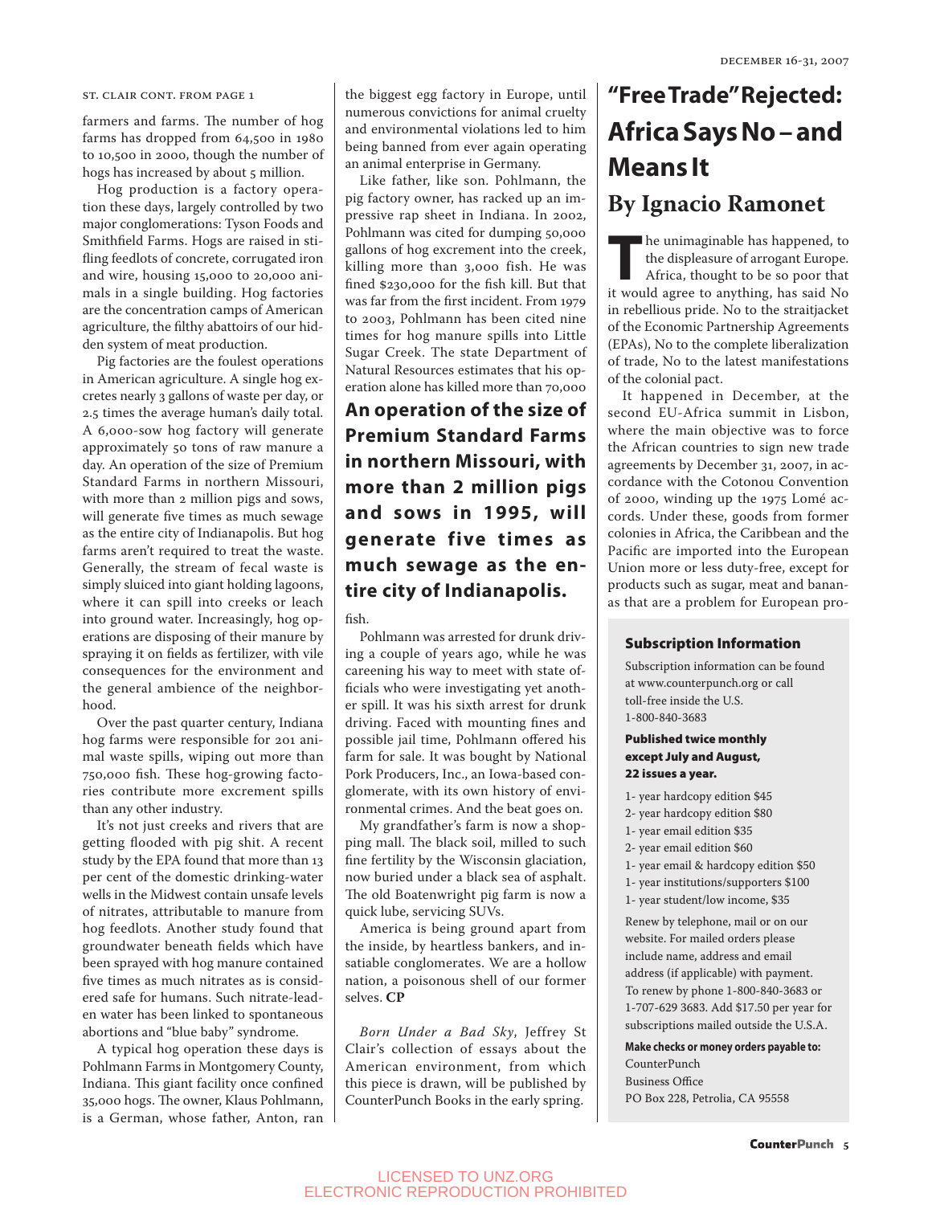ST. CLAIR CONT. FROM PAGE 1

farmers and farms. The number of hog farms has dropped from 64,500 in 1980 to 10,500 in 2000, though the number of hogs has increased by about 5 million.

Hog production is a factory operation these days, largely controlled by two major conglomerations: Tyson Foods and Smithfield Farms. Hogs are raised in stifling feedlots of concrete, corrugated iron and wire, housing 15,000 to 20,000 animals in a single building. Hog factories are the concentration camps of American agriculture, the filthy abattoirs of our hidden system of meat production.

Pig factories are the foulest operations in American agriculture. A single hog excretes nearly 3 gallons of waste per day, or 2.5 times the average human's daily total. A 6,000-sow hog factory will generate approximately 50 tons of raw manure a day. An operation of the size of Premium Standard Farms in northern Missouri, with more than 2 million pigs and sows, will generate five times as much sewage as the entire city of Indianapolis. But hog farms aren't required to treat the waste. Generally, the stream of fecal waste is simply sluiced into giant holding lagoons, where it can spill into creeks or leach into ground water. Increasingly, hog operations are disposing of their manure by spraying it on fields as fertilizer, with vile consequences for the environment and the general ambience of the neighborhood.

Over the past quarter century, Indiana hog farms were responsible for 201 animal waste spills, wiping out more than 750,000 fish. These hog-growing factories contribute more excrement spills than any other industry.

It's not just creeks and rivers that are getting flooded with pig shit. A recent study by the EPA found that more than 13 per cent of the domestic drinking-water wells in the Midwest contain unsafe levels of nitrates, attributable to manure from hog feedlots. Another study found that groundwater beneath fields which have been sprayed with hog manure contained five times as much nitrates as is considered safe for humans. Such nitrate-leaden water has been linked to spontaneous abortions and "blue baby" syndrome.

A typical hog operation these days is Pohlmann Farms in Montgomery County, Indiana. This giant facility once confined 35,000 hogs. The owner, Klaus Pohlmann, is a German, whose father, Anton, ran the biggest egg factory in Europe, until numerous convictions for animal cruelty and environmental violations led to him being banned from ever again operating an animal enterprise in Germany.

Like father, like son. Pohlmann, the pig factory owner, has racked up an impressive rap sheet in Indiana. In 2002, Pohlmann was cited for dumping 50,000 gallons of hog excrement into the creek, killing more than 3,000 fish. He was fined $230,000 for the fish kill. But that was far from the first incident. From 1979 to 2003, Pohlmann has been cited nine times for hog manure spills into Little Sugar Creek. The state Department of Natural Resources estimates that his operation alone has killed more than 70,000 fish.

**An operation of the size of Premium Standard Farms in northern Missouri, with more than 2 million pigs and sows in 1995, will generate five times as much sewage as the entire city of Indianapolis.**

Pohlmann was arrested for drunk driving a couple of years ago, while he was careening his way to meet with state officials who were investigating yet another spill. It was his sixth arrest for drunk driving. Faced with mounting fines and possible jail time, Pohlmann offered his farm for sale. It was bought by National Pork Producers, Inc., an Iowa-based conglomerate, with its own history of environmental crimes. And the beat goes on.

My grandfather's farm is now a shopping mall. The black soil, milled to such fine fertility by the Wisconsin glaciation, now buried under a black sea of asphalt. The old Boatenwright pig farm is now a quick lube, servicing SUVs.

America is being ground apart from the inside, by heartless bankers, and insatiable conglomerates. We are a hollow nation, a poisonous shell of our former selves. **CP**

*Born Under a Bad Sky*, Jeffrey St Clair's collection of essays about the American environment, from which this piece is drawn, will be published by CounterPunch Books in the early spring.

# "Free Trade" Rejected: Africa Says No – and Means It

## By Ignacio Ramonet

The unimaginable has happened, to the displeasure of arrogant Europe. Africa, thought to be so poor that it would agree to anything, has said No in rebellious pride. No to the straitjacket of the Economic Partnership Agreements (EPAs), No to the complete liberalization of trade, No to the latest manifestations of the colonial pact.

It happened in December, at the second EU-Africa summit in Lisbon, where the main objective was to force the African countries to sign new trade agreements by December 31, 2007, in accordance with the Cotonou Convention of 2000, winding up the 1975 Lomé accords. Under these, goods from former colonies in Africa, the Caribbean and the Pacific are imported into the European Union more or less duty-free, except for products such as sugar, meat and bananas that are a problem for European pro-

### Subscription Information

Subscription information can be found at www.counterpunch.org or call toll-free inside the U.S. 1-800-840-3683

**Published twice monthly except July and August, 22 issues a year.**

- 1- year hardcopy edition $45
- 2- year hardcopy edition $80
- 1- year email edition $35
- 2- year email edition $60
- 1- year email & hardcopy edition $50
- 1- year institutions/supporters $100
- 1- year student/low income, $35

Renew by telephone, mail or on our website. For mailed orders please include name, address and email address (if applicable) with payment. To renew by phone 1-800-840-3683 or 1-707-629 3683. Add $17.50 per year for subscriptions mailed outside the U.S.A.

**Make checks or money orders payable to:**
CounterPunch
Business Office
PO Box 228, Petrolia, CA 95558